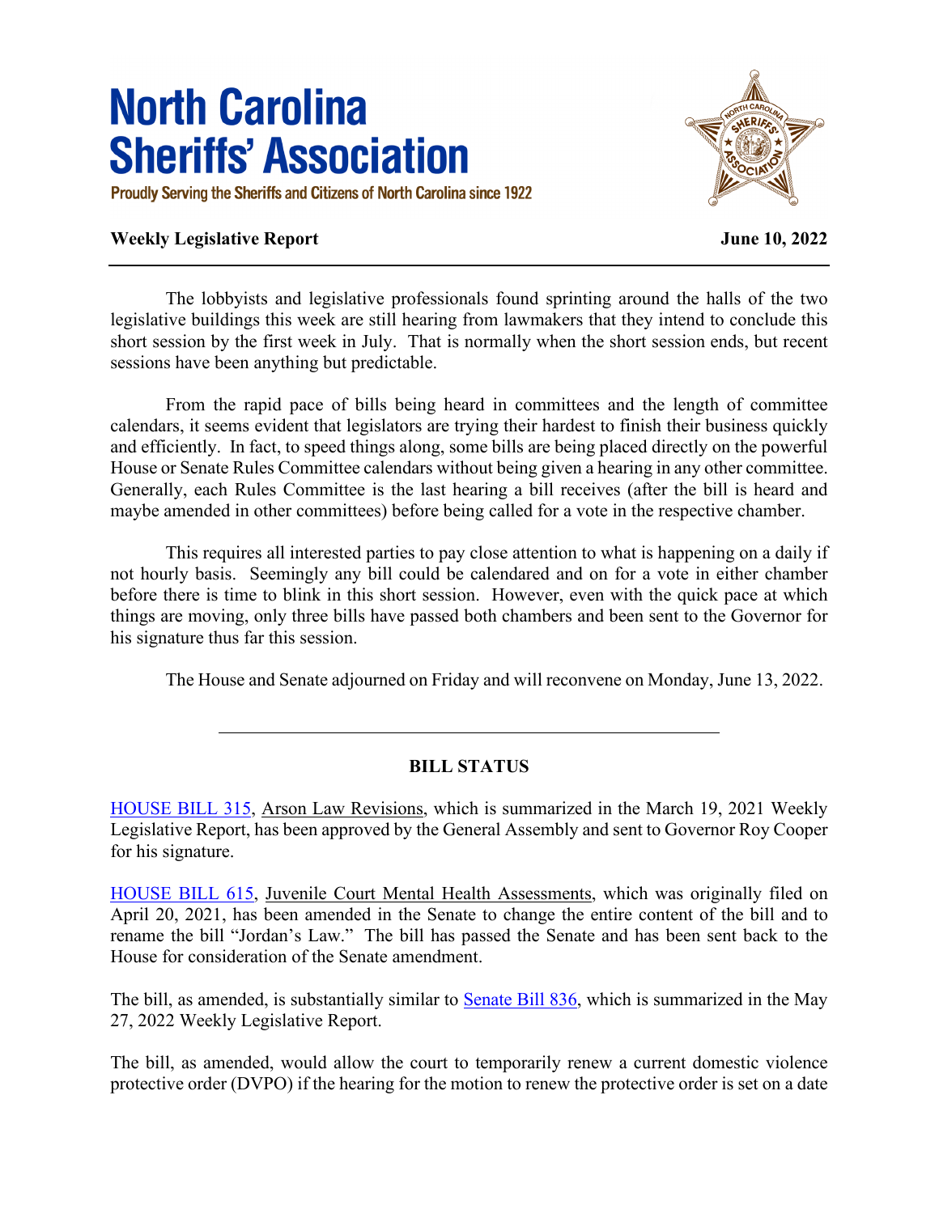# North Carolina Sheriffs' Association

Proudly Serving the Sheriffs and Citizens of North Carolina since 1922

**Weekly Legislative Report** **June 10, 2022**

---

The lobbyists and legislative professionals found sprinting around the halls of the two legislative buildings this week are still hearing from lawmakers that they intend to conclude this short session by the first week in July. That is normally when the short session ends, but recent sessions have been anything but predictable.

From the rapid pace of bills being heard in committees and the length of committee calendars, it seems evident that legislators are trying their hardest to finish their business quickly and efficiently. In fact, to speed things along, some bills are being placed directly on the powerful House or Senate Rules Committee calendars without being given a hearing in any other committee. Generally, each Rules Committee is the last hearing a bill receives (after the bill is heard and maybe amended in other committees) before being called for a vote in the respective chamber.

This requires all interested parties to pay close attention to what is happening on a daily if not hourly basis. Seemingly any bill could be calendared and on for a vote in either chamber before there is time to blink in this short session. However, even with the quick pace at which things are moving, only three bills have passed both chambers and been sent to the Governor for his signature thus far this session.

The House and Senate adjourned on Friday and will reconvene on Monday, June 13, 2022.

---

## BILL STATUS

HOUSE BILL 315, Arson Law Revisions, which is summarized in the March 19, 2021 Weekly Legislative Report, has been approved by the General Assembly and sent to Governor Roy Cooper for his signature.

HOUSE BILL 615, Juvenile Court Mental Health Assessments, which was originally filed on April 20, 2021, has been amended in the Senate to change the entire content of the bill and to rename the bill "Jordan's Law." The bill has passed the Senate and has been sent back to the House for consideration of the Senate amendment.

The bill, as amended, is substantially similar to Senate Bill 836, which is summarized in the May 27, 2022 Weekly Legislative Report.

The bill, as amended, would allow the court to temporarily renew a current domestic violence protective order (DVPO) if the hearing for the motion to renew the protective order is set on a date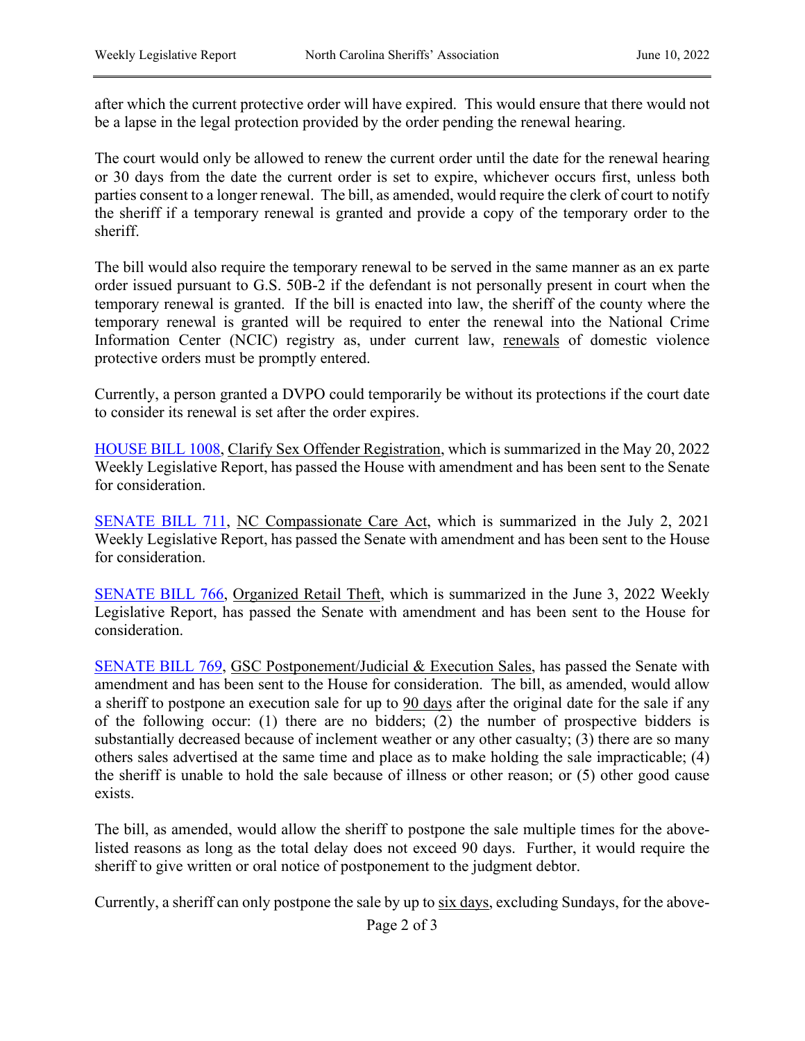after which the current protective order will have expired. This would ensure that there would not be a lapse in the legal protection provided by the order pending the renewal hearing.

The court would only be allowed to renew the current order until the date for the renewal hearing or 30 days from the date the current order is set to expire, whichever occurs first, unless both parties consent to a longer renewal. The bill, as amended, would require the clerk of court to notify the sheriff if a temporary renewal is granted and provide a copy of the temporary order to the sheriff.

The bill would also require the temporary renewal to be served in the same manner as an ex parte order issued pursuant to G.S. 50B-2 if the defendant is not personally present in court when the temporary renewal is granted. If the bill is enacted into law, the sheriff of the county where the temporary renewal is granted will be required to enter the renewal into the National Crime Information Center (NCIC) registry as, under current law, renewals of domestic violence protective orders must be promptly entered.

Currently, a person granted a DVPO could temporarily be without its protections if the court date to consider its renewal is set after the order expires.

HOUSE BILL 1008, Clarify Sex Offender Registration, which is summarized in the May 20, 2022 Weekly Legislative Report, has passed the House with amendment and has been sent to the Senate for consideration.

SENATE BILL 711, NC Compassionate Care Act, which is summarized in the July 2, 2021 Weekly Legislative Report, has passed the Senate with amendment and has been sent to the House for consideration.

SENATE BILL 766, Organized Retail Theft, which is summarized in the June 3, 2022 Weekly Legislative Report, has passed the Senate with amendment and has been sent to the House for consideration.

SENATE BILL 769, GSC Postponement/Judicial & Execution Sales, has passed the Senate with amendment and has been sent to the House for consideration. The bill, as amended, would allow a sheriff to postpone an execution sale for up to 90 days after the original date for the sale if any of the following occur: (1) there are no bidders; (2) the number of prospective bidders is substantially decreased because of inclement weather or any other casualty; (3) there are so many others sales advertised at the same time and place as to make holding the sale impracticable; (4) the sheriff is unable to hold the sale because of illness or other reason; or (5) other good cause exists.

The bill, as amended, would allow the sheriff to postpone the sale multiple times for the above-listed reasons as long as the total delay does not exceed 90 days. Further, it would require the sheriff to give written or oral notice of postponement to the judgment debtor.

Currently, a sheriff can only postpone the sale by up to six days, excluding Sundays, for the above-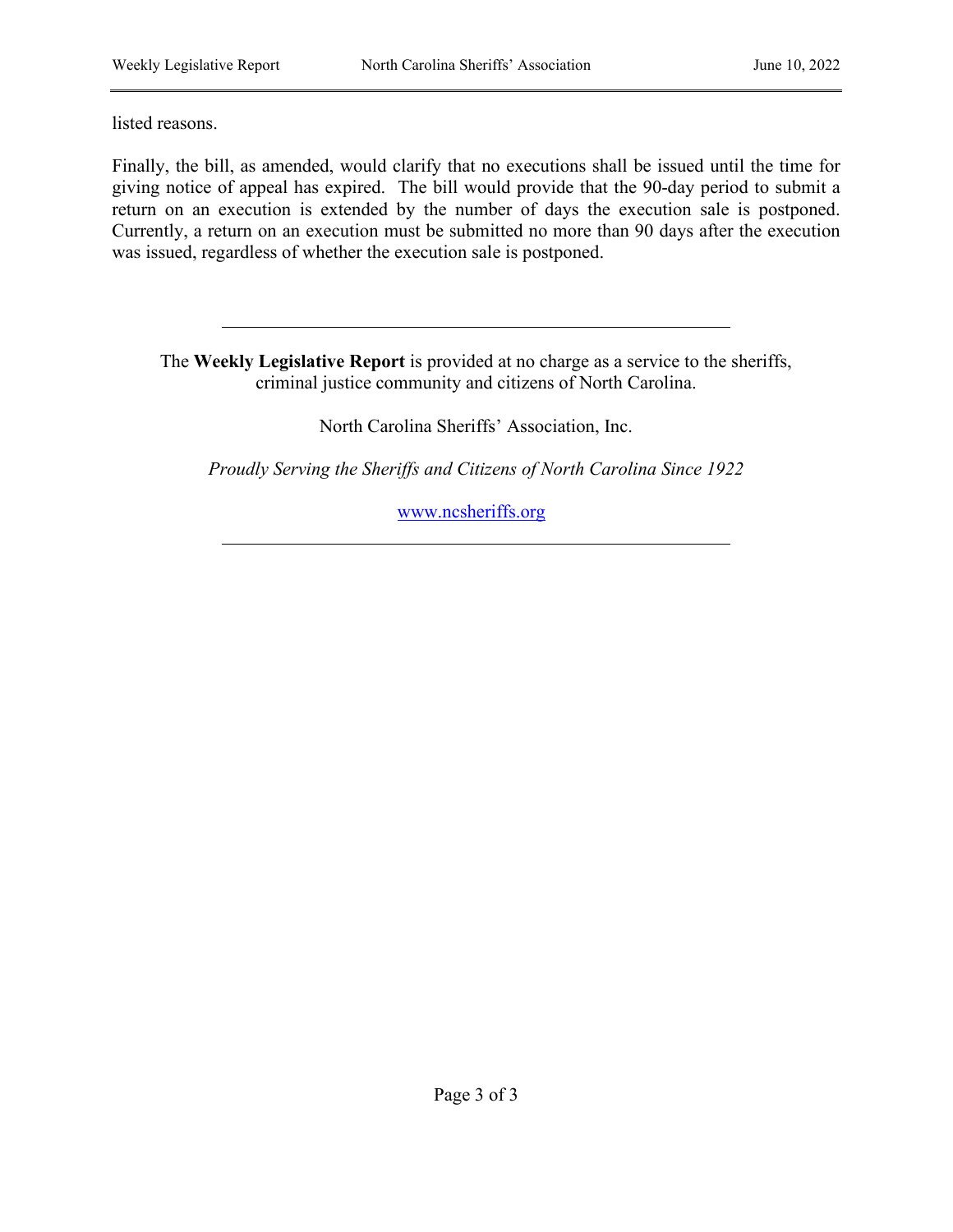listed reasons.

Finally, the bill, as amended, would clarify that no executions shall be issued until the time for giving notice of appeal has expired. The bill would provide that the 90-day period to submit a return on an execution is extended by the number of days the execution sale is postponed. Currently, a return on an execution must be submitted no more than 90 days after the execution was issued, regardless of whether the execution sale is postponed.

---

The **Weekly Legislative Report** is provided at no charge as a service to the sheriffs, criminal justice community and citizens of North Carolina.

North Carolina Sheriffs' Association, Inc.

*Proudly Serving the Sheriffs and Citizens of North Carolina Since 1922*

www.ncsheriffs.org

---